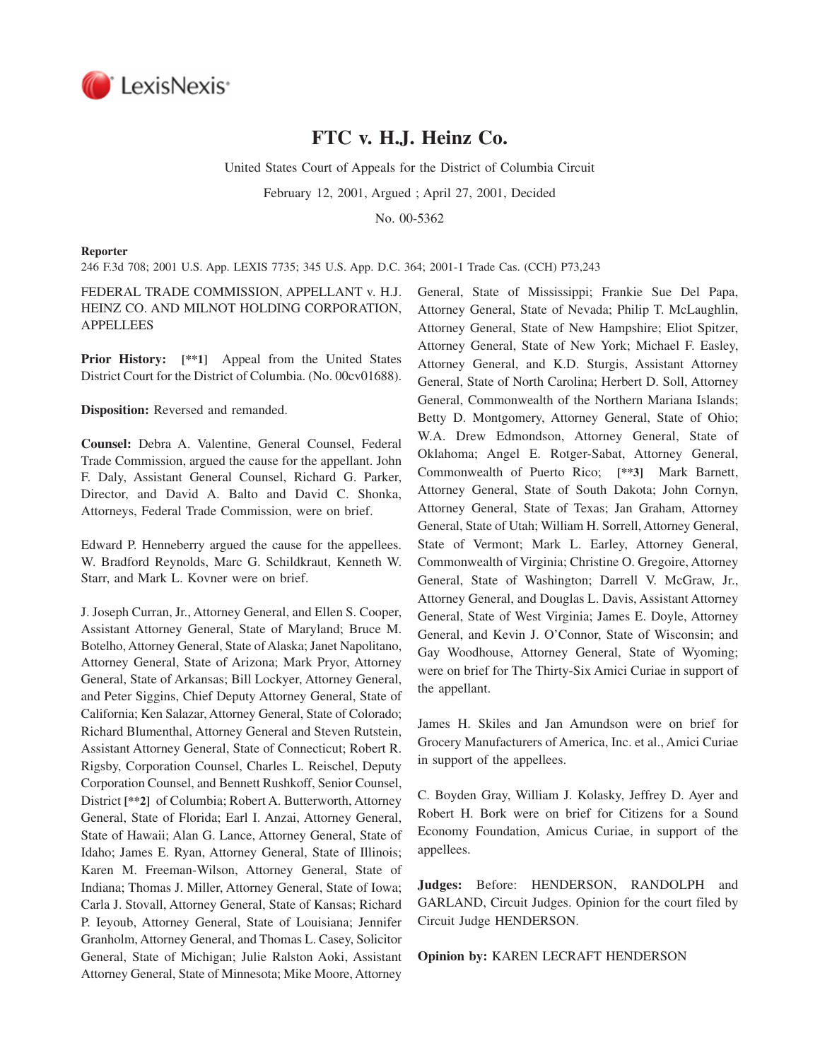# FTC v. H.J. Heinz Co.

United States Court of Appeals for the District of Columbia Circuit

February 12, 2001, Argued ; April 27, 2001, Decided

No. 00-5362

**Reporter**

246 F.3d 708; 2001 U.S. App. LEXIS 7735; 345 U.S. App. D.C. 364; 2001-1 Trade Cas. (CCH) P73,243

FEDERAL TRADE COMMISSION, APPELLANT v. H.J. HEINZ CO. AND MILNOT HOLDING CORPORATION, APPELLEES

**Prior History:** **[\*\*1]** Appeal from the United States District Court for the District of Columbia. (No. 00cv01688).

**Disposition:** Reversed and remanded.

**Counsel:** Debra A. Valentine, General Counsel, Federal Trade Commission, argued the cause for the appellant. John F. Daly, Assistant General Counsel, Richard G. Parker, Director, and David A. Balto and David C. Shonka, Attorneys, Federal Trade Commission, were on brief.

Edward P. Henneberry argued the cause for the appellees. W. Bradford Reynolds, Marc G. Schildkraut, Kenneth W. Starr, and Mark L. Kovner were on brief.

J. Joseph Curran, Jr., Attorney General, and Ellen S. Cooper, Assistant Attorney General, State of Maryland; Bruce M. Botelho, Attorney General, State of Alaska; Janet Napolitano, Attorney General, State of Arizona; Mark Pryor, Attorney General, State of Arkansas; Bill Lockyer, Attorney General, and Peter Siggins, Chief Deputy Attorney General, State of California; Ken Salazar, Attorney General, State of Colorado; Richard Blumenthal, Attorney General and Steven Rutstein, Assistant Attorney General, State of Connecticut; Robert R. Rigsby, Corporation Counsel, Charles L. Reischel, Deputy Corporation Counsel, and Bennett Rushkoff, Senior Counsel, District **[\*\*2]** of Columbia; Robert A. Butterworth, Attorney General, State of Florida; Earl I. Anzai, Attorney General, State of Hawaii; Alan G. Lance, Attorney General, State of Idaho; James E. Ryan, Attorney General, State of Illinois; Karen M. Freeman-Wilson, Attorney General, State of Indiana; Thomas J. Miller, Attorney General, State of Iowa; Carla J. Stovall, Attorney General, State of Kansas; Richard P. Ieyoub, Attorney General, State of Louisiana; Jennifer Granholm, Attorney General, and Thomas L. Casey, Solicitor General, State of Michigan; Julie Ralston Aoki, Assistant Attorney General, State of Minnesota; Mike Moore, Attorney General, State of Mississippi; Frankie Sue Del Papa, Attorney General, State of Nevada; Philip T. McLaughlin, Attorney General, State of New Hampshire; Eliot Spitzer, Attorney General, State of New York; Michael F. Easley, Attorney General, and K.D. Sturgis, Assistant Attorney General, State of North Carolina; Herbert D. Soll, Attorney General, Commonwealth of the Northern Mariana Islands; Betty D. Montgomery, Attorney General, State of Ohio; W.A. Drew Edmondson, Attorney General, State of Oklahoma; Angel E. Rotger-Sabat, Attorney General, Commonwealth of Puerto Rico; **[\*\*3]** Mark Barnett, Attorney General, State of South Dakota; John Cornyn, Attorney General, State of Texas; Jan Graham, Attorney General, State of Utah; William H. Sorrell, Attorney General, State of Vermont; Mark L. Earley, Attorney General, Commonwealth of Virginia; Christine O. Gregoire, Attorney General, State of Washington; Darrell V. McGraw, Jr., Attorney General, and Douglas L. Davis, Assistant Attorney General, State of West Virginia; James E. Doyle, Attorney General, and Kevin J. O'Connor, State of Wisconsin; and Gay Woodhouse, Attorney General, State of Wyoming; were on brief for The Thirty-Six Amici Curiae in support of the appellant.

James H. Skiles and Jan Amundson were on brief for Grocery Manufacturers of America, Inc. et al., Amici Curiae in support of the appellees.

C. Boyden Gray, William J. Kolasky, Jeffrey D. Ayer and Robert H. Bork were on brief for Citizens for a Sound Economy Foundation, Amicus Curiae, in support of the appellees.

**Judges:** Before: HENDERSON, RANDOLPH and GARLAND, Circuit Judges. Opinion for the court filed by Circuit Judge HENDERSON.

**Opinion by:** KAREN LECRAFT HENDERSON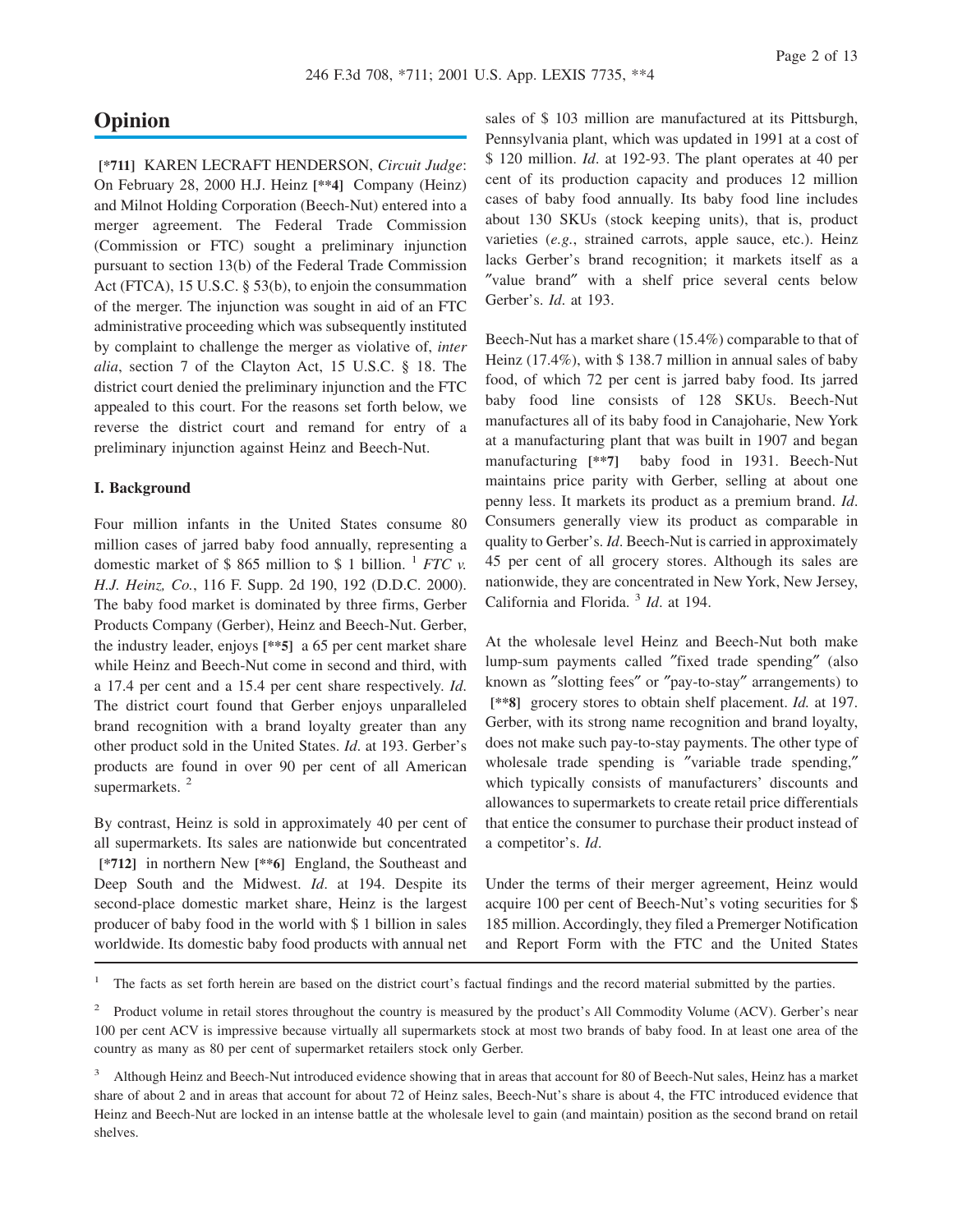# Opinion

[*711] KAREN LECRAFT HENDERSON, *Circuit Judge*: On February 28, 2000 H.J. Heinz [**4] Company (Heinz) and Milnot Holding Corporation (Beech-Nut) entered into a merger agreement. The Federal Trade Commission (Commission or FTC) sought a preliminary injunction pursuant to section 13(b) of the Federal Trade Commission Act (FTCA), 15 U.S.C. § 53(b), to enjoin the consummation of the merger. The injunction was sought in aid of an FTC administrative proceeding which was subsequently instituted by complaint to challenge the merger as violative of, *inter alia*, section 7 of the Clayton Act, 15 U.S.C. § 18. The district court denied the preliminary injunction and the FTC appealed to this court. For the reasons set forth below, we reverse the district court and remand for entry of a preliminary injunction against Heinz and Beech-Nut.

**I. Background**

Four million infants in the United States consume 80 million cases of jarred baby food annually, representing a domestic market of $ 865 million to $ 1 billion. [1] *FTC v. H.J. Heinz, Co.*, 116 F. Supp. 2d 190, 192 (D.D.C. 2000). The baby food market is dominated by three firms, Gerber Products Company (Gerber), Heinz and Beech-Nut. Gerber, the industry leader, enjoys [**5] a 65 per cent market share while Heinz and Beech-Nut come in second and third, with a 17.4 per cent and a 15.4 per cent share respectively. *Id*. The district court found that Gerber enjoys unparalleled brand recognition with a brand loyalty greater than any other product sold in the United States. *Id*. at 193. Gerber's products are found in over 90 per cent of all American supermarkets. [2]

By contrast, Heinz is sold in approximately 40 per cent of all supermarkets. Its sales are nationwide but concentrated [*712] in northern New [**6] England, the Southeast and Deep South and the Midwest. *Id*. at 194. Despite its second-place domestic market share, Heinz is the largest producer of baby food in the world with $ 1 billion in sales worldwide. Its domestic baby food products with annual net sales of $ 103 million are manufactured at its Pittsburgh, Pennsylvania plant, which was updated in 1991 at a cost of $ 120 million. *Id*. at 192-93. The plant operates at 40 per cent of its production capacity and produces 12 million cases of baby food annually. Its baby food line includes about 130 SKUs (stock keeping units), that is, product varieties (*e.g.*, strained carrots, apple sauce, etc.). Heinz lacks Gerber's brand recognition; it markets itself as a "value brand" with a shelf price several cents below Gerber's. *Id*. at 193.

Beech-Nut has a market share (15.4%) comparable to that of Heinz (17.4%), with $ 138.7 million in annual sales of baby food, of which 72 per cent is jarred baby food. Its jarred baby food line consists of 128 SKUs. Beech-Nut manufactures all of its baby food in Canajoharie, New York at a manufacturing plant that was built in 1907 and began manufacturing [**7] baby food in 1931. Beech-Nut maintains price parity with Gerber, selling at about one penny less. It markets its product as a premium brand. *Id*. Consumers generally view its product as comparable in quality to Gerber's. *Id*. Beech-Nut is carried in approximately 45 per cent of all grocery stores. Although its sales are nationwide, they are concentrated in New York, New Jersey, California and Florida. [3] *Id*. at 194.

At the wholesale level Heinz and Beech-Nut both make lump-sum payments called "fixed trade spending" (also known as "slotting fees" or "pay-to-stay" arrangements) to [**8] grocery stores to obtain shelf placement. *Id.* at 197. Gerber, with its strong name recognition and brand loyalty, does not make such pay-to-stay payments. The other type of wholesale trade spending is "variable trade spending," which typically consists of manufacturers' discounts and allowances to supermarkets to create retail price differentials that entice the consumer to purchase their product instead of a competitor's. *Id*.

Under the terms of their merger agreement, Heinz would acquire 100 per cent of Beech-Nut's voting securities for $ 185 million. Accordingly, they filed a Premerger Notification and Report Form with the FTC and the United States

---

[1] The facts as set forth herein are based on the district court's factual findings and the record material submitted by the parties.

[2] Product volume in retail stores throughout the country is measured by the product's All Commodity Volume (ACV). Gerber's near 100 per cent ACV is impressive because virtually all supermarkets stock at most two brands of baby food. In at least one area of the country as many as 80 per cent of supermarket retailers stock only Gerber.

[3] Although Heinz and Beech-Nut introduced evidence showing that in areas that account for 80 of Beech-Nut sales, Heinz has a market share of about 2 and in areas that account for about 72 of Heinz sales, Beech-Nut's share is about 4, the FTC introduced evidence that Heinz and Beech-Nut are locked in an intense battle at the wholesale level to gain (and maintain) position as the second brand on retail shelves.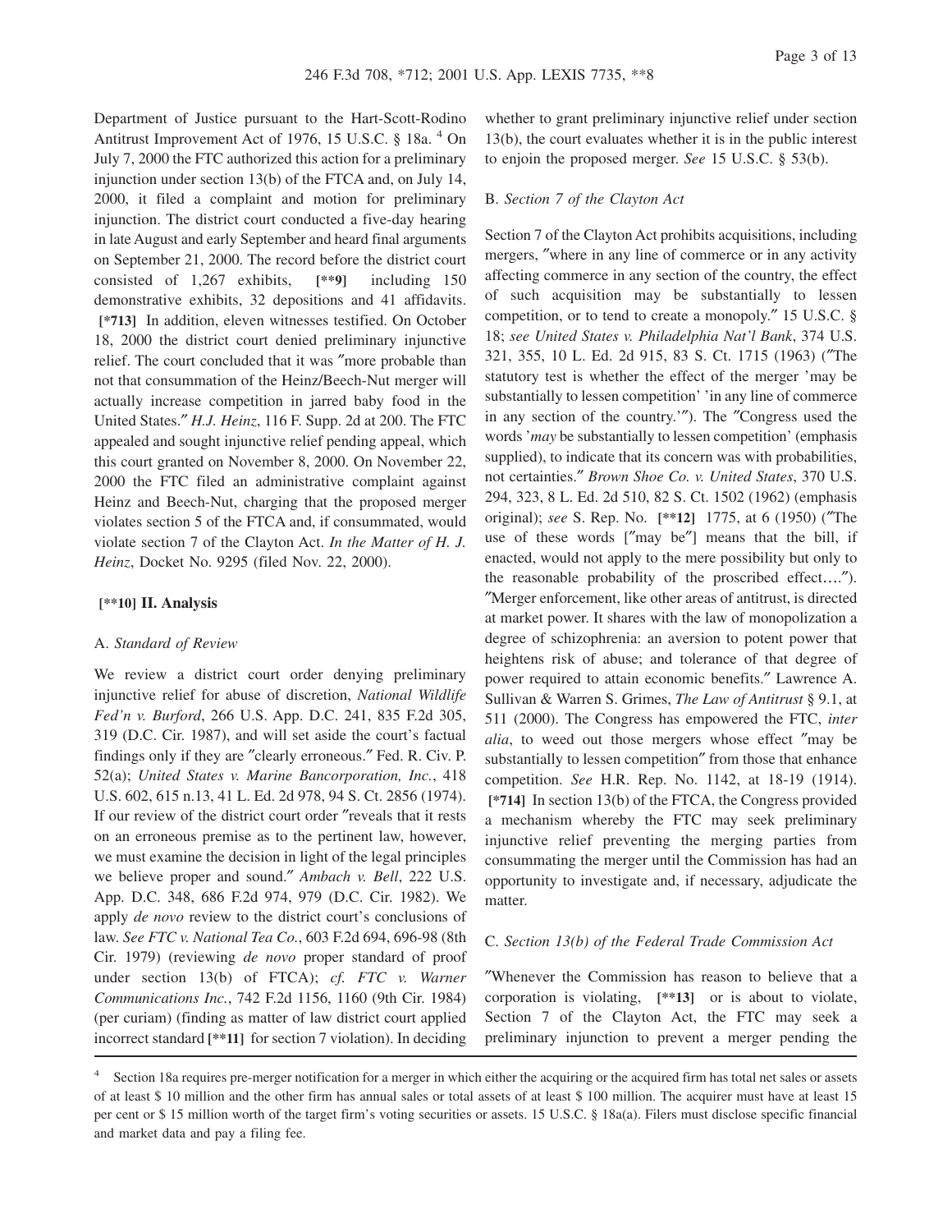Department of Justice pursuant to the Hart-Scott-Rodino Antitrust Improvement Act of 1976, 15 U.S.C. § 18a. [4] On July 7, 2000 the FTC authorized this action for a preliminary injunction under section 13(b) of the FTCA and, on July 14, 2000, it filed a complaint and motion for preliminary injunction. The district court conducted a five-day hearing in late August and early September and heard final arguments on September 21, 2000. The record before the district court consisted of 1,267 exhibits, **[\*\*9]** including 150 demonstrative exhibits, 32 depositions and 41 affidavits. **[\*713]** In addition, eleven witnesses testified. On October 18, 2000 the district court denied preliminary injunctive relief. The court concluded that it was ″more probable than not that consummation of the Heinz/Beech-Nut merger will actually increase competition in jarred baby food in the United States.″ *H.J. Heinz*, 116 F. Supp. 2d at 200. The FTC appealed and sought injunctive relief pending appeal, which this court granted on November 8, 2000. On November 22, 2000 the FTC filed an administrative complaint against Heinz and Beech-Nut, charging that the proposed merger violates section 5 of the FTCA and, if consummated, would violate section 7 of the Clayton Act. *In the Matter of H. J. Heinz*, Docket No. 9295 (filed Nov. 22, 2000).

## [\*\*10] II. Analysis

### A. *Standard of Review*

We review a district court order denying preliminary injunctive relief for abuse of discretion, *National Wildlife Fed'n v. Burford*, 266 U.S. App. D.C. 241, 835 F.2d 305, 319 (D.C. Cir. 1987), and will set aside the court's factual findings only if they are ″clearly erroneous.″ Fed. R. Civ. P. 52(a); *United States v. Marine Bancorporation, Inc.*, 418 U.S. 602, 615 n.13, 41 L. Ed. 2d 978, 94 S. Ct. 2856 (1974). If our review of the district court order ″reveals that it rests on an erroneous premise as to the pertinent law, however, we must examine the decision in light of the legal principles we believe proper and sound.″ *Ambach v. Bell*, 222 U.S. App. D.C. 348, 686 F.2d 974, 979 (D.C. Cir. 1982). We apply *de novo* review to the district court's conclusions of law. *See FTC v. National Tea Co.*, 603 F.2d 694, 696-98 (8th Cir. 1979) (reviewing *de novo* proper standard of proof under section 13(b) of FTCA); *cf. FTC v. Warner Communications Inc.*, 742 F.2d 1156, 1160 (9th Cir. 1984) (per curiam) (finding as matter of law district court applied incorrect standard **[\*\*11]** for section 7 violation). In deciding whether to grant preliminary injunctive relief under section 13(b), the court evaluates whether it is in the public interest to enjoin the proposed merger. *See* 15 U.S.C. § 53(b).

### B. *Section 7 of the Clayton Act*

Section 7 of the Clayton Act prohibits acquisitions, including mergers, ″where in any line of commerce or in any activity affecting commerce in any section of the country, the effect of such acquisition may be substantially to lessen competition, or to tend to create a monopoly.″ 15 U.S.C. § 18; *see United States v. Philadelphia Nat'l Bank*, 374 U.S. 321, 355, 10 L. Ed. 2d 915, 83 S. Ct. 1715 (1963) (″The statutory test is whether the effect of the merger 'may be substantially to lessen competition' 'in any line of commerce in any section of the country.'″). The ″Congress used the words '*may* be substantially to lessen competition' (emphasis supplied), to indicate that its concern was with probabilities, not certainties.″ *Brown Shoe Co. v. United States*, 370 U.S. 294, 323, 8 L. Ed. 2d 510, 82 S. Ct. 1502 (1962) (emphasis original); *see* S. Rep. No. **[\*\*12]** 1775, at 6 (1950) (″The use of these words [″may be″] means that the bill, if enacted, would not apply to the mere possibility but only to the reasonable probability of the proscribed effect….″). ″Merger enforcement, like other areas of antitrust, is directed at market power. It shares with the law of monopolization a degree of schizophrenia: an aversion to potent power that heightens risk of abuse; and tolerance of that degree of power required to attain economic benefits.″ Lawrence A. Sullivan & Warren S. Grimes, *The Law of Antitrust* § 9.1, at 511 (2000). The Congress has empowered the FTC, *inter alia*, to weed out those mergers whose effect ″may be substantially to lessen competition″ from those that enhance competition. *See* H.R. Rep. No. 1142, at 18-19 (1914). **[\*714]** In section 13(b) of the FTCA, the Congress provided a mechanism whereby the FTC may seek preliminary injunctive relief preventing the merging parties from consummating the merger until the Commission has had an opportunity to investigate and, if necessary, adjudicate the matter.

### C. *Section 13(b) of the Federal Trade Commission Act*

″Whenever the Commission has reason to believe that a corporation is violating, **[\*\*13]** or is about to violate, Section 7 of the Clayton Act, the FTC may seek a preliminary injunction to prevent a merger pending the

---

[4] Section 18a requires pre-merger notification for a merger in which either the acquiring or the acquired firm has total net sales or assets of at least $ 10 million and the other firm has annual sales or total assets of at least $ 100 million. The acquirer must have at least 15 per cent or $ 15 million worth of the target firm's voting securities or assets. 15 U.S.C. § 18a(a). Filers must disclose specific financial and market data and pay a filing fee.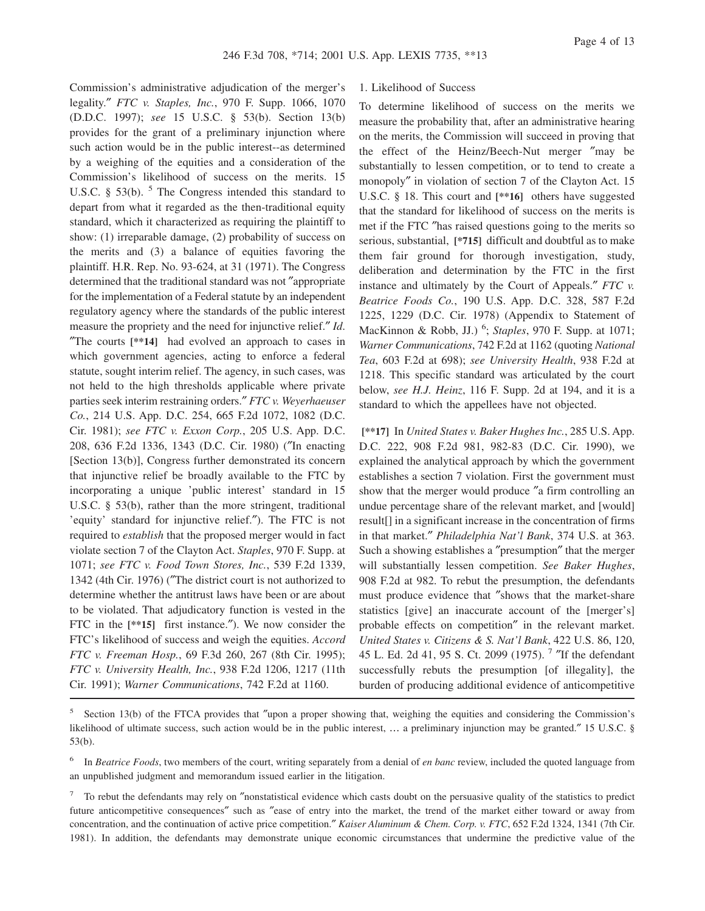Commission's administrative adjudication of the merger's legality." *FTC v. Staples, Inc.*, 970 F. Supp. 1066, 1070 (D.D.C. 1997); *see* 15 U.S.C. § 53(b). Section 13(b) provides for the grant of a preliminary injunction where such action would be in the public interest--as determined by a weighing of the equities and a consideration of the Commission's likelihood of success on the merits. 15 U.S.C. § 53(b). [5] The Congress intended this standard to depart from what it regarded as the then-traditional equity standard, which it characterized as requiring the plaintiff to show: (1) irreparable damage, (2) probability of success on the merits and (3) a balance of equities favoring the plaintiff. H.R. Rep. No. 93-624, at 31 (1971). The Congress determined that the traditional standard was not "appropriate for the implementation of a Federal statute by an independent regulatory agency where the standards of the public interest measure the propriety and the need for injunctive relief." *Id.* "The courts **[**14]** had evolved an approach to cases in which government agencies, acting to enforce a federal statute, sought interim relief. The agency, in such cases, was not held to the high thresholds applicable where private parties seek interim restraining orders." *FTC v. Weyerhaeuser Co.*, 214 U.S. App. D.C. 254, 665 F.2d 1072, 1082 (D.C. Cir. 1981); *see FTC v. Exxon Corp.*, 205 U.S. App. D.C. 208, 636 F.2d 1336, 1343 (D.C. Cir. 1980) ("In enacting [Section 13(b)], Congress further demonstrated its concern that injunctive relief be broadly available to the FTC by incorporating a unique 'public interest' standard in 15 U.S.C. § 53(b), rather than the more stringent, traditional 'equity' standard for injunctive relief."). The FTC is not required to *establish* that the proposed merger would in fact violate section 7 of the Clayton Act. *Staples*, 970 F. Supp. at 1071; *see FTC v. Food Town Stores, Inc.*, 539 F.2d 1339, 1342 (4th Cir. 1976) ("The district court is not authorized to determine whether the antitrust laws have been or are about to be violated. That adjudicatory function is vested in the FTC in the **[**15]** first instance."). We now consider the FTC's likelihood of success and weigh the equities. *Accord FTC v. Freeman Hosp.*, 69 F.3d 260, 267 (8th Cir. 1995); *FTC v. University Health, Inc.*, 938 F.2d 1206, 1217 (11th Cir. 1991); *Warner Communications*, 742 F.2d at 1160.

1. Likelihood of Success

To determine likelihood of success on the merits we measure the probability that, after an administrative hearing on the merits, the Commission will succeed in proving that the effect of the Heinz/Beech-Nut merger "may be substantially to lessen competition, or to tend to create a monopoly" in violation of section 7 of the Clayton Act. 15 U.S.C. § 18. This court and **[**16]** others have suggested that the standard for likelihood of success on the merits is met if the FTC "has raised questions going to the merits so serious, substantial, **[*715]** difficult and doubtful as to make them fair ground for thorough investigation, study, deliberation and determination by the FTC in the first instance and ultimately by the Court of Appeals." *FTC v. Beatrice Foods Co.*, 190 U.S. App. D.C. 328, 587 F.2d 1225, 1229 (D.C. Cir. 1978) (Appendix to Statement of MacKinnon & Robb, JJ.) [6]; *Staples*, 970 F. Supp. at 1071; *Warner Communications*, 742 F.2d at 1162 (quoting *National Tea*, 603 F.2d at 698); *see University Health*, 938 F.2d at 1218. This specific standard was articulated by the court below, *see H.J. Heinz*, 116 F. Supp. 2d at 194, and it is a standard to which the appellees have not objected.

**[**17]** In *United States v. Baker Hughes Inc.*, 285 U.S. App. D.C. 222, 908 F.2d 981, 982-83 (D.C. Cir. 1990), we explained the analytical approach by which the government establishes a section 7 violation. First the government must show that the merger would produce "a firm controlling an undue percentage share of the relevant market, and [would] result[] in a significant increase in the concentration of firms in that market." *Philadelphia Nat'l Bank*, 374 U.S. at 363. Such a showing establishes a "presumption" that the merger will substantially lessen competition. *See Baker Hughes*, 908 F.2d at 982. To rebut the presumption, the defendants must produce evidence that "shows that the market-share statistics [give] an inaccurate account of the [merger's] probable effects on competition" in the relevant market. *United States v. Citizens & S. Nat'l Bank*, 422 U.S. 86, 120, 45 L. Ed. 2d 41, 95 S. Ct. 2099 (1975). [7] "If the defendant successfully rebuts the presumption [of illegality], the burden of producing additional evidence of anticompetitive

---

[5] Section 13(b) of the FTCA provides that "upon a proper showing that, weighing the equities and considering the Commission's likelihood of ultimate success, such action would be in the public interest, ... a preliminary injunction may be granted." 15 U.S.C. § 53(b).

[6] In *Beatrice Foods*, two members of the court, writing separately from a denial of *en banc* review, included the quoted language from an unpublished judgment and memorandum issued earlier in the litigation.

[7] To rebut the defendants may rely on "nonstatistical evidence which casts doubt on the persuasive quality of the statistics to predict future anticompetitive consequences" such as "ease of entry into the market, the trend of the market either toward or away from concentration, and the continuation of active price competition." *Kaiser Aluminum & Chem. Corp. v. FTC*, 652 F.2d 1324, 1341 (7th Cir. 1981). In addition, the defendants may demonstrate unique economic circumstances that undermine the predictive value of the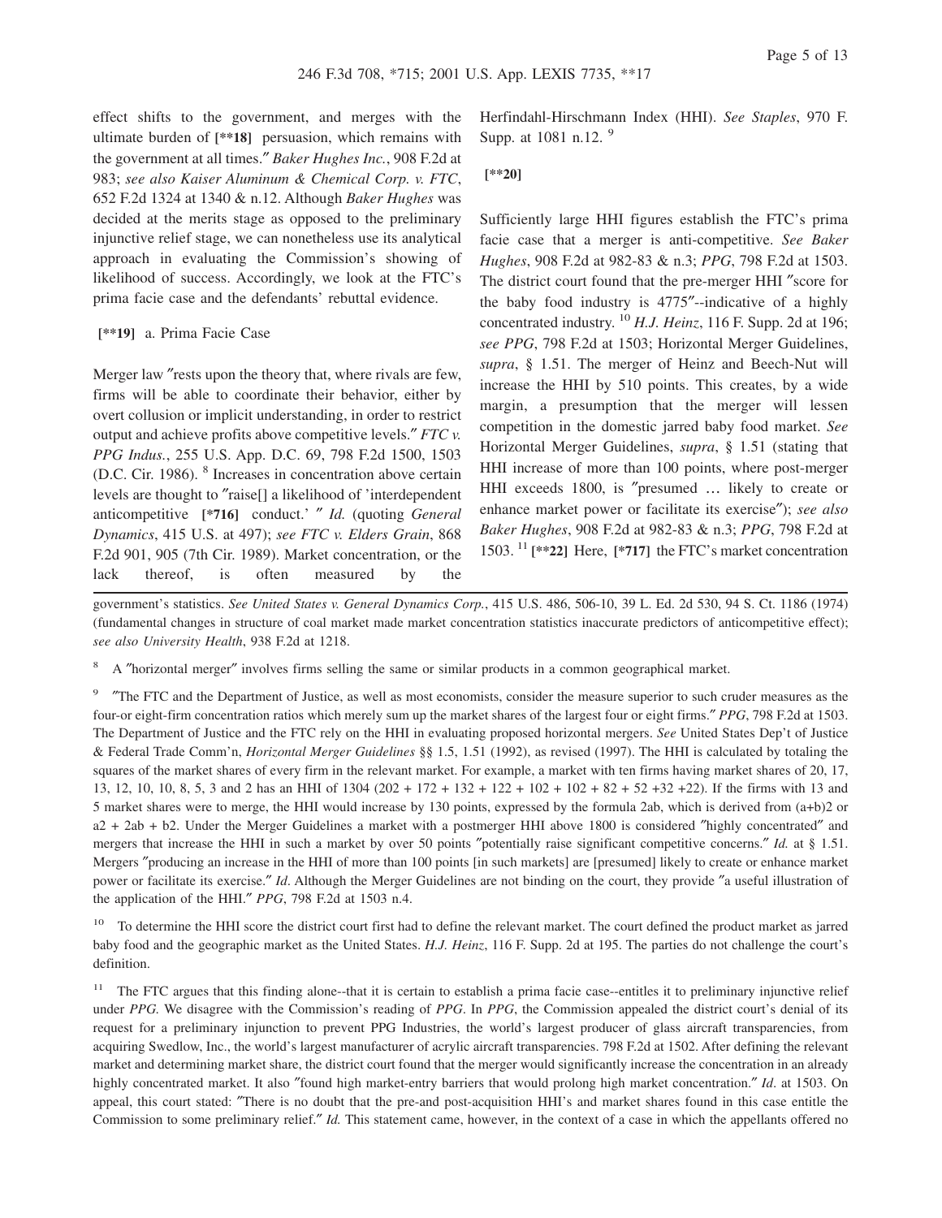effect shifts to the government, and merges with the ultimate burden of [**18] persuasion, which remains with the government at all times." *Baker Hughes Inc.*, 908 F.2d at 983; *see also Kaiser Aluminum & Chemical Corp. v. FTC*, 652 F.2d 1324 at 1340 & n.12. Although *Baker Hughes* was decided at the merits stage as opposed to the preliminary injunctive relief stage, we can nonetheless use its analytical approach in evaluating the Commission's showing of likelihood of success. Accordingly, we look at the FTC's prima facie case and the defendants' rebuttal evidence.

[**19] a. Prima Facie Case

Merger law "rests upon the theory that, where rivals are few, firms will be able to coordinate their behavior, either by overt collusion or implicit understanding, in order to restrict output and achieve profits above competitive levels." *FTC v. PPG Indus.*, 255 U.S. App. D.C. 69, 798 F.2d 1500, 1503 (D.C. Cir. 1986). [8] Increases in concentration above certain levels are thought to "raise[] a likelihood of 'interdependent anticompetitive [*716] conduct.' " *Id.* (quoting *General Dynamics*, 415 U.S. at 497); *see FTC v. Elders Grain*, 868 F.2d 901, 905 (7th Cir. 1989). Market concentration, or the lack thereof, is often measured by the Herfindahl-Hirschmann Index (HHI). *See Staples*, 970 F. Supp. at 1081 n.12. [9]

[**20]

Sufficiently large HHI figures establish the FTC's prima facie case that a merger is anti-competitive. *See Baker Hughes*, 908 F.2d at 982-83 & n.3; *PPG*, 798 F.2d at 1503. The district court found that the pre-merger HHI "score for the baby food industry is 4775"--indicative of a highly concentrated industry. [10] *H.J. Heinz*, 116 F. Supp. 2d at 196; *see PPG*, 798 F.2d at 1503; Horizontal Merger Guidelines, *supra*, § 1.51. The merger of Heinz and Beech-Nut will increase the HHI by 510 points. This creates, by a wide margin, a presumption that the merger will lessen competition in the domestic jarred baby food market. *See* Horizontal Merger Guidelines, *supra*, § 1.51 (stating that HHI increase of more than 100 points, where post-merger HHI exceeds 1800, is "presumed … likely to create or enhance market power or facilitate its exercise"); *see also Baker Hughes*, 908 F.2d at 982-83 & n.3; *PPG*, 798 F.2d at 1503. [11] [**22] Here, [*717] the FTC's market concentration

---

government's statistics. *See United States v. General Dynamics Corp.*, 415 U.S. 486, 506-10, 39 L. Ed. 2d 530, 94 S. Ct. 1186 (1974) (fundamental changes in structure of coal market made market concentration statistics inaccurate predictors of anticompetitive effect); *see also University Health*, 938 F.2d at 1218.

[8] A "horizontal merger" involves firms selling the same or similar products in a common geographical market.

[9] "The FTC and the Department of Justice, as well as most economists, consider the measure superior to such cruder measures as the four-or eight-firm concentration ratios which merely sum up the market shares of the largest four or eight firms." *PPG*, 798 F.2d at 1503. The Department of Justice and the FTC rely on the HHI in evaluating proposed horizontal mergers. *See* United States Dep't of Justice & Federal Trade Comm'n, *Horizontal Merger Guidelines* §§ 1.5, 1.51 (1992), as revised (1997). The HHI is calculated by totaling the squares of the market shares of every firm in the relevant market. For example, a market with ten firms having market shares of 20, 17, 13, 12, 10, 10, 8, 5, 3 and 2 has an HHI of 1304 (202 + 172 + 132 + 122 + 102 + 102 + 82 + 52 +32 +22). If the firms with 13 and 5 market shares were to merge, the HHI would increase by 130 points, expressed by the formula 2ab, which is derived from (a+b)2 or a2 + 2ab + b2. Under the Merger Guidelines a market with a postmerger HHI above 1800 is considered "highly concentrated" and mergers that increase the HHI in such a market by over 50 points "potentially raise significant competitive concerns." *Id.* at § 1.51. Mergers "producing an increase in the HHI of more than 100 points [in such markets] are [presumed] likely to create or enhance market power or facilitate its exercise." *Id*. Although the Merger Guidelines are not binding on the court, they provide "a useful illustration of the application of the HHI." *PPG*, 798 F.2d at 1503 n.4.

[10] To determine the HHI score the district court first had to define the relevant market. The court defined the product market as jarred baby food and the geographic market as the United States. *H.J. Heinz*, 116 F. Supp. 2d at 195. The parties do not challenge the court's definition.

[11] The FTC argues that this finding alone--that it is certain to establish a prima facie case--entitles it to preliminary injunctive relief under *PPG*. We disagree with the Commission's reading of *PPG*. In *PPG*, the Commission appealed the district court's denial of its request for a preliminary injunction to prevent PPG Industries, the world's largest producer of glass aircraft transparencies, from acquiring Swedlow, Inc., the world's largest manufacturer of acrylic aircraft transparencies. 798 F.2d at 1502. After defining the relevant market and determining market share, the district court found that the merger would significantly increase the concentration in an already highly concentrated market. It also "found high market-entry barriers that would prolong high market concentration." *Id*. at 1503. On appeal, this court stated: "There is no doubt that the pre-and post-acquisition HHI's and market shares found in this case entitle the Commission to some preliminary relief." *Id.* This statement came, however, in the context of a case in which the appellants offered no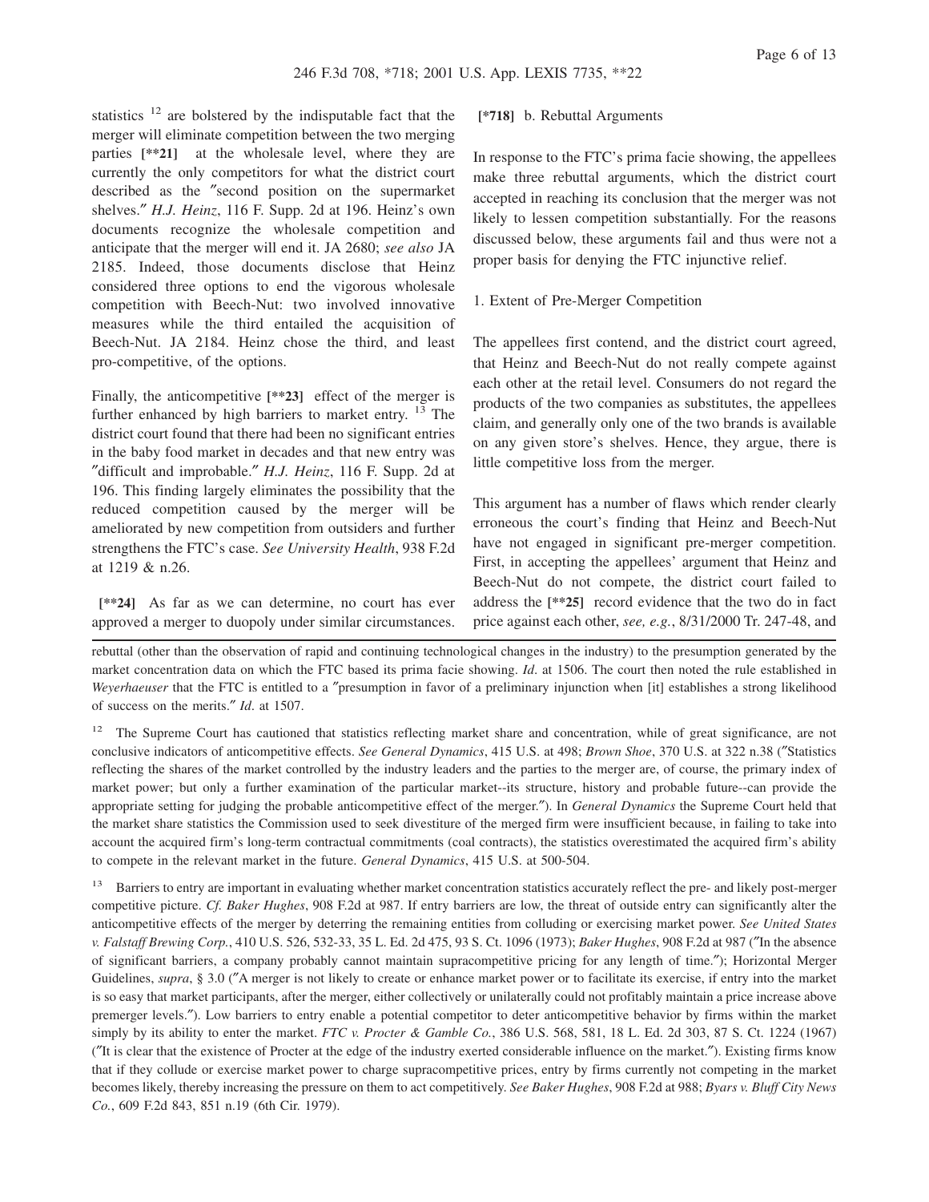statistics [12] are bolstered by the indisputable fact that the merger will eliminate competition between the two merging parties **[\*\*21]** at the wholesale level, where they are currently the only competitors for what the district court described as the "second position on the supermarket shelves." *H.J. Heinz*, 116 F. Supp. 2d at 196. Heinz's own documents recognize the wholesale competition and anticipate that the merger will end it. JA 2680; *see also* JA 2185. Indeed, those documents disclose that Heinz considered three options to end the vigorous wholesale competition with Beech-Nut: two involved innovative measures while the third entailed the acquisition of Beech-Nut. JA 2184. Heinz chose the third, and least pro-competitive, of the options.

Finally, the anticompetitive **[\*\*23]** effect of the merger is further enhanced by high barriers to market entry. [13] The district court found that there had been no significant entries in the baby food market in decades and that new entry was "difficult and improbable." *H.J. Heinz*, 116 F. Supp. 2d at 196. This finding largely eliminates the possibility that the reduced competition caused by the merger will be ameliorated by new competition from outsiders and further strengthens the FTC's case. *See University Health*, 938 F.2d at 1219 & n.26.

**[\*\*24]** As far as we can determine, no court has ever approved a merger to duopoly under similar circumstances.

**[\*718]** b. Rebuttal Arguments

In response to the FTC's prima facie showing, the appellees make three rebuttal arguments, which the district court accepted in reaching its conclusion that the merger was not likely to lessen competition substantially. For the reasons discussed below, these arguments fail and thus were not a proper basis for denying the FTC injunctive relief.

1. Extent of Pre-Merger Competition

The appellees first contend, and the district court agreed, that Heinz and Beech-Nut do not really compete against each other at the retail level. Consumers do not regard the products of the two companies as substitutes, the appellees claim, and generally only one of the two brands is available on any given store's shelves. Hence, they argue, there is little competitive loss from the merger.

This argument has a number of flaws which render clearly erroneous the court's finding that Heinz and Beech-Nut have not engaged in significant pre-merger competition. First, in accepting the appellees' argument that Heinz and Beech-Nut do not compete, the district court failed to address the **[\*\*25]** record evidence that the two do in fact price against each other, *see, e.g.*, 8/31/2000 Tr. 247-48, and

---

rebuttal (other than the observation of rapid and continuing technological changes in the industry) to the presumption generated by the market concentration data on which the FTC based its prima facie showing. *Id*. at 1506. The court then noted the rule established in *Weyerhaeuser* that the FTC is entitled to a "presumption in favor of a preliminary injunction when [it] establishes a strong likelihood of success on the merits." *Id*. at 1507.

[12] The Supreme Court has cautioned that statistics reflecting market share and concentration, while of great significance, are not conclusive indicators of anticompetitive effects. *See General Dynamics*, 415 U.S. at 498; *Brown Shoe*, 370 U.S. at 322 n.38 ("Statistics reflecting the shares of the market controlled by the industry leaders and the parties to the merger are, of course, the primary index of market power; but only a further examination of the particular market--its structure, history and probable future--can provide the appropriate setting for judging the probable anticompetitive effect of the merger."). In *General Dynamics* the Supreme Court held that the market share statistics the Commission used to seek divestiture of the merged firm were insufficient because, in failing to take into account the acquired firm's long-term contractual commitments (coal contracts), the statistics overestimated the acquired firm's ability to compete in the relevant market in the future. *General Dynamics*, 415 U.S. at 500-504.

[13] Barriers to entry are important in evaluating whether market concentration statistics accurately reflect the pre- and likely post-merger competitive picture. *Cf. Baker Hughes*, 908 F.2d at 987. If entry barriers are low, the threat of outside entry can significantly alter the anticompetitive effects of the merger by deterring the remaining entities from colluding or exercising market power. *See United States v. Falstaff Brewing Corp.*, 410 U.S. 526, 532-33, 35 L. Ed. 2d 475, 93 S. Ct. 1096 (1973); *Baker Hughes*, 908 F.2d at 987 ("In the absence of significant barriers, a company probably cannot maintain supracompetitive pricing for any length of time."); Horizontal Merger Guidelines, *supra*, § 3.0 ("A merger is not likely to create or enhance market power or to facilitate its exercise, if entry into the market is so easy that market participants, after the merger, either collectively or unilaterally could not profitably maintain a price increase above premerger levels."). Low barriers to entry enable a potential competitor to deter anticompetitive behavior by firms within the market simply by its ability to enter the market. *FTC v. Procter & Gamble Co.*, 386 U.S. 568, 581, 18 L. Ed. 2d 303, 87 S. Ct. 1224 (1967) ("It is clear that the existence of Procter at the edge of the industry exerted considerable influence on the market."). Existing firms know that if they collude or exercise market power to charge supracompetitive prices, entry by firms currently not competing in the market becomes likely, thereby increasing the pressure on them to act competitively. *See Baker Hughes*, 908 F.2d at 988; *Byars v. Bluff City News Co.*, 609 F.2d 843, 851 n.19 (6th Cir. 1979).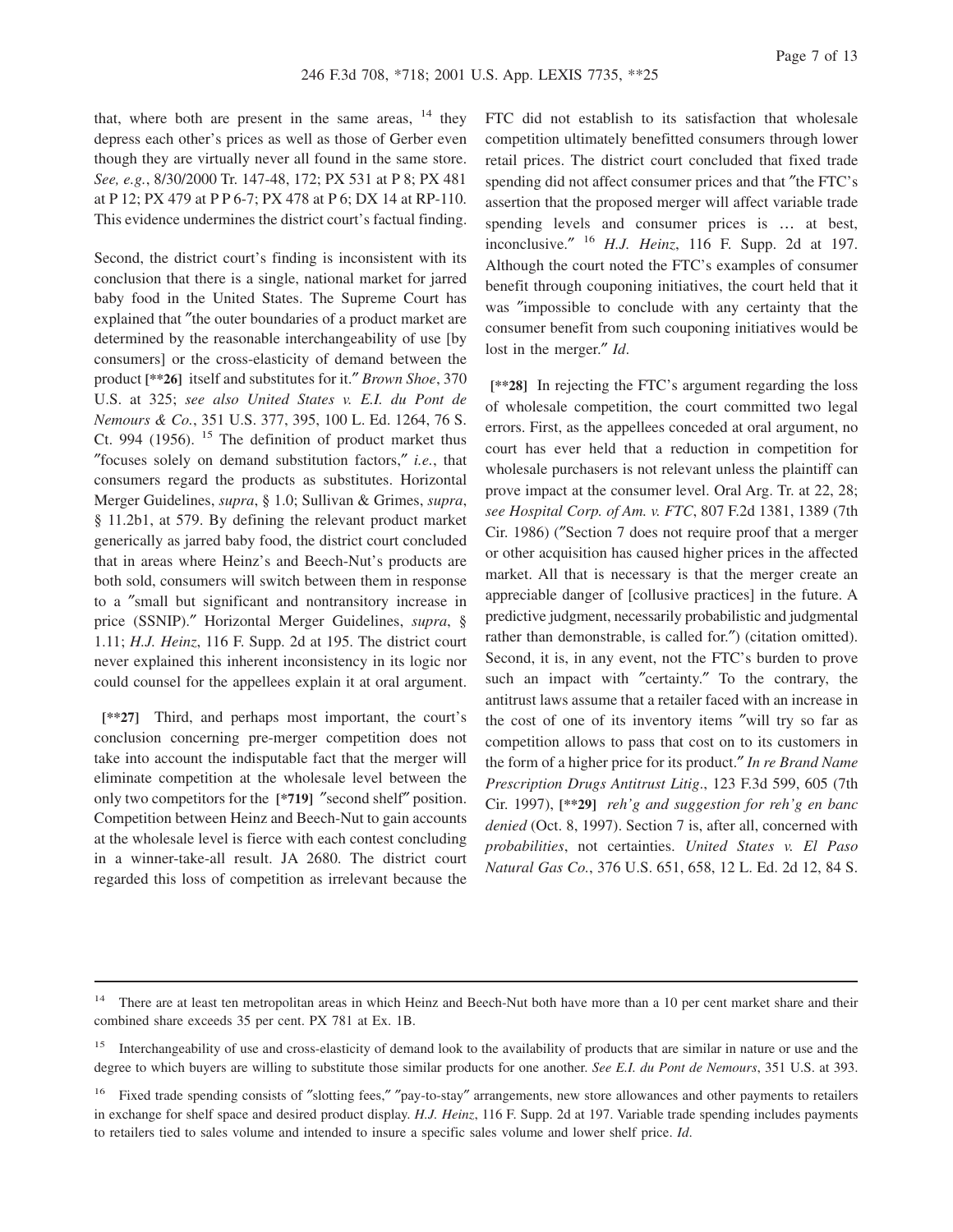that, where both are present in the same areas, [14] they depress each other's prices as well as those of Gerber even though they are virtually never all found in the same store. *See, e.g.*, 8/30/2000 Tr. 147-48, 172; PX 531 at P 8; PX 481 at P 12; PX 479 at P P 6-7; PX 478 at P 6; DX 14 at RP-110. This evidence undermines the district court's factual finding.

Second, the district court's finding is inconsistent with its conclusion that there is a single, national market for jarred baby food in the United States. The Supreme Court has explained that "the outer boundaries of a product market are determined by the reasonable interchangeability of use [by consumers] or the cross-elasticity of demand between the product **[\*\*26]** itself and substitutes for it." *Brown Shoe*, 370 U.S. at 325; *see also United States v. E.I. du Pont de Nemours & Co.*, 351 U.S. 377, 395, 100 L. Ed. 1264, 76 S. Ct. 994 (1956). [15] The definition of product market thus "focuses solely on demand substitution factors," *i.e.*, that consumers regard the products as substitutes. Horizontal Merger Guidelines, *supra*, § 1.0; Sullivan & Grimes, *supra*, § 11.2b1, at 579. By defining the relevant product market generically as jarred baby food, the district court concluded that in areas where Heinz's and Beech-Nut's products are both sold, consumers will switch between them in response to a "small but significant and nontransitory increase in price (SSNIP)." Horizontal Merger Guidelines, *supra*, § 1.11; *H.J. Heinz*, 116 F. Supp. 2d at 195. The district court never explained this inherent inconsistency in its logic nor could counsel for the appellees explain it at oral argument.

**[\*\*27]** Third, and perhaps most important, the court's conclusion concerning pre-merger competition does not take into account the indisputable fact that the merger will eliminate competition at the wholesale level between the only two competitors for the **[\*719]** "second shelf" position. Competition between Heinz and Beech-Nut to gain accounts at the wholesale level is fierce with each contest concluding in a winner-take-all result. JA 2680. The district court regarded this loss of competition as irrelevant because the FTC did not establish to its satisfaction that wholesale competition ultimately benefitted consumers through lower retail prices. The district court concluded that fixed trade spending did not affect consumer prices and that "the FTC's assertion that the proposed merger will affect variable trade spending levels and consumer prices is ... at best, inconclusive." [16] *H.J. Heinz*, 116 F. Supp. 2d at 197. Although the court noted the FTC's examples of consumer benefit through couponing initiatives, the court held that it was "impossible to conclude with any certainty that the consumer benefit from such couponing initiatives would be lost in the merger." *Id*.

**[\*\*28]** In rejecting the FTC's argument regarding the loss of wholesale competition, the court committed two legal errors. First, as the appellees conceded at oral argument, no court has ever held that a reduction in competition for wholesale purchasers is not relevant unless the plaintiff can prove impact at the consumer level. Oral Arg. Tr. at 22, 28; *see Hospital Corp. of Am. v. FTC*, 807 F.2d 1381, 1389 (7th Cir. 1986) ("Section 7 does not require proof that a merger or other acquisition has caused higher prices in the affected market. All that is necessary is that the merger create an appreciable danger of [collusive practices] in the future. A predictive judgment, necessarily probabilistic and judgmental rather than demonstrable, is called for.") (citation omitted). Second, it is, in any event, not the FTC's burden to prove such an impact with "certainty." To the contrary, the antitrust laws assume that a retailer faced with an increase in the cost of one of its inventory items "will try so far as competition allows to pass that cost on to its customers in the form of a higher price for its product." *In re Brand Name Prescription Drugs Antitrust Litig*., 123 F.3d 599, 605 (7th Cir. 1997), **[\*\*29]** *reh'g and suggestion for reh'g en banc denied* (Oct. 8, 1997). Section 7 is, after all, concerned with *probabilities*, not certainties. *United States v. El Paso Natural Gas Co.*, 376 U.S. 651, 658, 12 L. Ed. 2d 12, 84 S.

---

[14] There are at least ten metropolitan areas in which Heinz and Beech-Nut both have more than a 10 per cent market share and their combined share exceeds 35 per cent. PX 781 at Ex. 1B.

[15] Interchangeability of use and cross-elasticity of demand look to the availability of products that are similar in nature or use and the degree to which buyers are willing to substitute those similar products for one another. *See E.I. du Pont de Nemours*, 351 U.S. at 393.

[16] Fixed trade spending consists of "slotting fees," "pay-to-stay" arrangements, new store allowances and other payments to retailers in exchange for shelf space and desired product display. *H.J. Heinz*, 116 F. Supp. 2d at 197. Variable trade spending includes payments to retailers tied to sales volume and intended to insure a specific sales volume and lower shelf price. *Id*.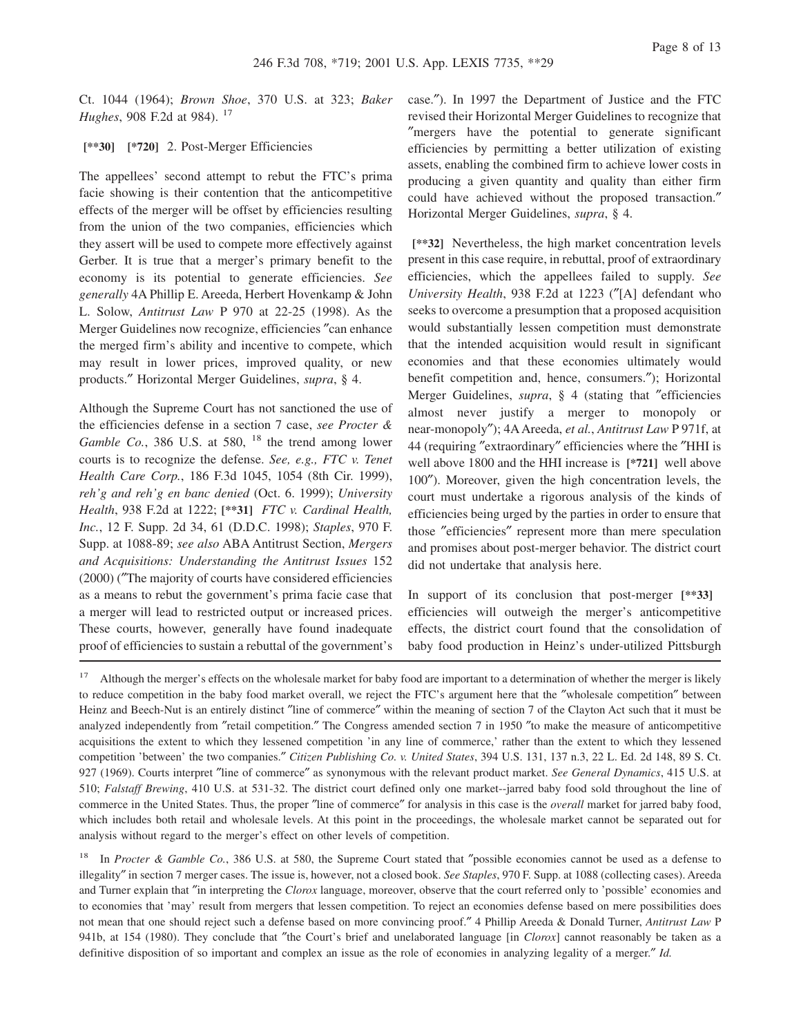Ct. 1044 (1964); *Brown Shoe*, 370 U.S. at 323; *Baker Hughes*, 908 F.2d at 984). [17]

**[**30]** **[*720]** 2. Post-Merger Efficiencies

The appellees' second attempt to rebut the FTC's prima facie showing is their contention that the anticompetitive effects of the merger will be offset by efficiencies resulting from the union of the two companies, efficiencies which they assert will be used to compete more effectively against Gerber. It is true that a merger's primary benefit to the economy is its potential to generate efficiencies. *See generally* 4A Phillip E. Areeda, Herbert Hovenkamp & John L. Solow, *Antitrust Law* P 970 at 22-25 (1998). As the Merger Guidelines now recognize, efficiencies "can enhance the merged firm's ability and incentive to compete, which may result in lower prices, improved quality, or new products." Horizontal Merger Guidelines, *supra*, § 4.

Although the Supreme Court has not sanctioned the use of the efficiencies defense in a section 7 case, *see Procter & Gamble Co.*, 386 U.S. at 580, [18] the trend among lower courts is to recognize the defense. *See, e.g., FTC v. Tenet Health Care Corp.*, 186 F.3d 1045, 1054 (8th Cir. 1999), *reh'g and reh'g en banc denied* (Oct. 6. 1999); *University Health*, 938 F.2d at 1222; **[**31]** *FTC v. Cardinal Health, Inc.*, 12 F. Supp. 2d 34, 61 (D.D.C. 1998); *Staples*, 970 F. Supp. at 1088-89; *see also* ABA Antitrust Section, *Mergers and Acquisitions: Understanding the Antitrust Issues* 152 (2000) ("The majority of courts have considered efficiencies as a means to rebut the government's prima facie case that a merger will lead to restricted output or increased prices. These courts, however, generally have found inadequate proof of efficiencies to sustain a rebuttal of the government's case."). In 1997 the Department of Justice and the FTC revised their Horizontal Merger Guidelines to recognize that "mergers have the potential to generate significant efficiencies by permitting a better utilization of existing assets, enabling the combined firm to achieve lower costs in producing a given quantity and quality than either firm could have achieved without the proposed transaction." Horizontal Merger Guidelines, *supra*, § 4.

**[**32]** Nevertheless, the high market concentration levels present in this case require, in rebuttal, proof of extraordinary efficiencies, which the appellees failed to supply. *See University Health*, 938 F.2d at 1223 ("[A] defendant who seeks to overcome a presumption that a proposed acquisition would substantially lessen competition must demonstrate that the intended acquisition would result in significant economies and that these economies ultimately would benefit competition and, hence, consumers."); Horizontal Merger Guidelines, *supra*, § 4 (stating that "efficiencies almost never justify a merger to monopoly or near-monopoly"); 4A Areeda, *et al.*, *Antitrust Law* P 971f, at 44 (requiring "extraordinary" efficiencies where the "HHI is well above 1800 and the HHI increase is **[*721]** well above 100"). Moreover, given the high concentration levels, the court must undertake a rigorous analysis of the kinds of efficiencies being urged by the parties in order to ensure that those "efficiencies" represent more than mere speculation and promises about post-merger behavior. The district court did not undertake that analysis here.

In support of its conclusion that post-merger **[**33]** efficiencies will outweigh the merger's anticompetitive effects, the district court found that the consolidation of baby food production in Heinz's under-utilized Pittsburgh

---

[17] Although the merger's effects on the wholesale market for baby food are important to a determination of whether the merger is likely to reduce competition in the baby food market overall, we reject the FTC's argument here that the "wholesale competition" between Heinz and Beech-Nut is an entirely distinct "line of commerce" within the meaning of section 7 of the Clayton Act such that it must be analyzed independently from "retail competition." The Congress amended section 7 in 1950 "to make the measure of anticompetitive acquisitions the extent to which they lessened competition 'in any line of commerce,' rather than the extent to which they lessened competition 'between' the two companies." *Citizen Publishing Co. v. United States*, 394 U.S. 131, 137 n.3, 22 L. Ed. 2d 148, 89 S. Ct. 927 (1969). Courts interpret "line of commerce" as synonymous with the relevant product market. *See General Dynamics*, 415 U.S. at 510; *Falstaff Brewing*, 410 U.S. at 531-32. The district court defined only one market--jarred baby food sold throughout the line of commerce in the United States. Thus, the proper "line of commerce" for analysis in this case is the *overall* market for jarred baby food, which includes both retail and wholesale levels. At this point in the proceedings, the wholesale market cannot be separated out for analysis without regard to the merger's effect on other levels of competition.

[18] In *Procter & Gamble Co.*, 386 U.S. at 580, the Supreme Court stated that "possible economies cannot be used as a defense to illegality" in section 7 merger cases. The issue is, however, not a closed book. *See Staples*, 970 F. Supp. at 1088 (collecting cases). Areeda and Turner explain that "in interpreting the *Clorox* language, moreover, observe that the court referred only to 'possible' economies and to economies that 'may' result from mergers that lessen competition. To reject an economies defense based on mere possibilities does not mean that one should reject such a defense based on more convincing proof." 4 Phillip Areeda & Donald Turner, *Antitrust Law* P 941b, at 154 (1980). They conclude that "the Court's brief and unelaborated language [in *Clorox*] cannot reasonably be taken as a definitive disposition of so important and complex an issue as the role of economies in analyzing legality of a merger." *Id.*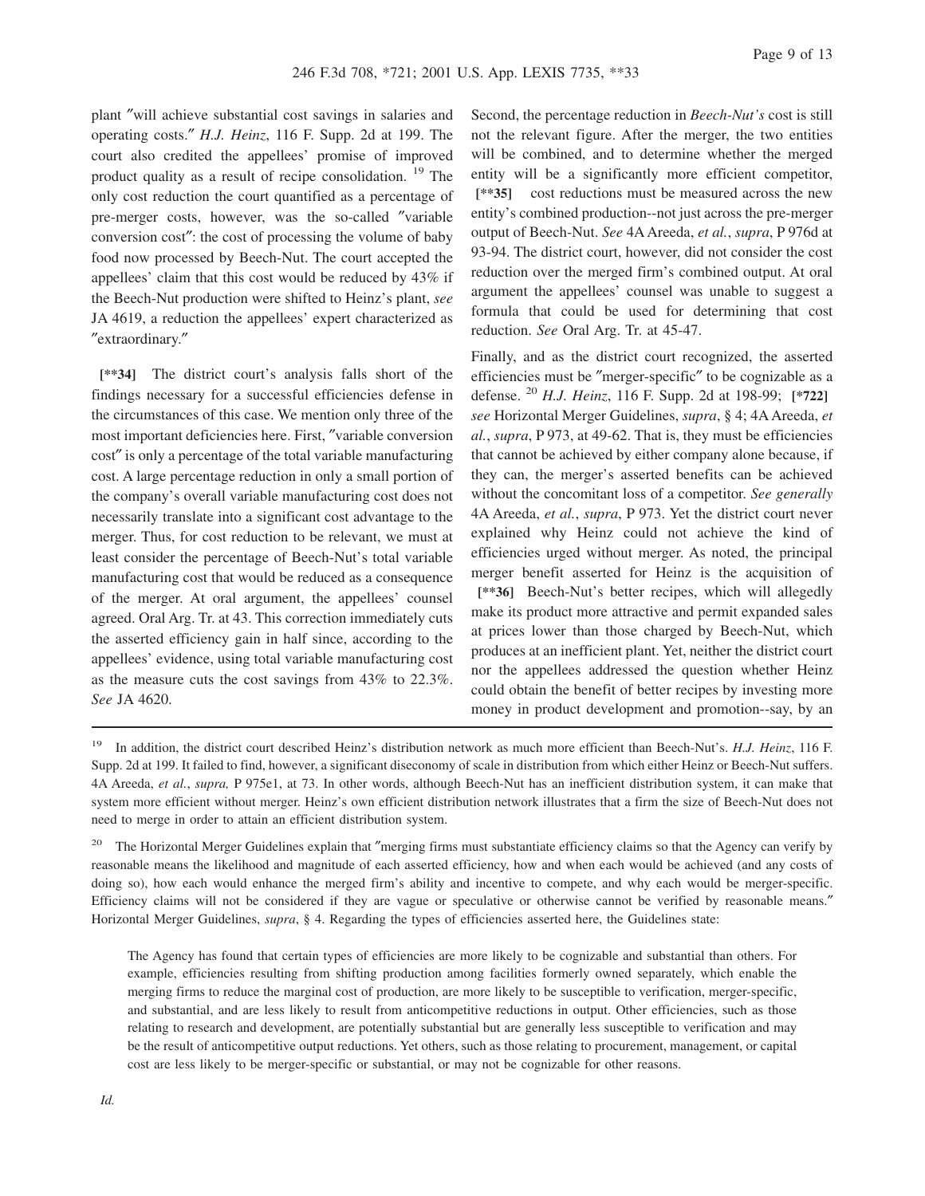plant "will achieve substantial cost savings in salaries and operating costs." *H.J. Heinz*, 116 F. Supp. 2d at 199. The court also credited the appellees' promise of improved product quality as a result of recipe consolidation. [19] The only cost reduction the court quantified as a percentage of pre-merger costs, however, was the so-called "variable conversion cost": the cost of processing the volume of baby food now processed by Beech-Nut. The court accepted the appellees' claim that this cost would be reduced by 43% if the Beech-Nut production were shifted to Heinz's plant, *see* JA 4619, a reduction the appellees' expert characterized as "extraordinary."

**[\*\*34]** The district court's analysis falls short of the findings necessary for a successful efficiencies defense in the circumstances of this case. We mention only three of the most important deficiencies here. First, "variable conversion cost" is only a percentage of the total variable manufacturing cost. A large percentage reduction in only a small portion of the company's overall variable manufacturing cost does not necessarily translate into a significant cost advantage to the merger. Thus, for cost reduction to be relevant, we must at least consider the percentage of Beech-Nut's total variable manufacturing cost that would be reduced as a consequence of the merger. At oral argument, the appellees' counsel agreed. Oral Arg. Tr. at 43. This correction immediately cuts the asserted efficiency gain in half since, according to the appellees' evidence, using total variable manufacturing cost as the measure cuts the cost savings from 43% to 22.3%. *See* JA 4620.

Second, the percentage reduction in *Beech-Nut's* cost is still not the relevant figure. After the merger, the two entities will be combined, and to determine whether the merged entity will be a significantly more efficient competitor, **[\*\*35]** cost reductions must be measured across the new entity's combined production--not just across the pre-merger output of Beech-Nut. *See* 4A Areeda, *et al.*, *supra*, P 976d at 93-94. The district court, however, did not consider the cost reduction over the merged firm's combined output. At oral argument the appellees' counsel was unable to suggest a formula that could be used for determining that cost reduction. *See* Oral Arg. Tr. at 45-47.

Finally, and as the district court recognized, the asserted efficiencies must be "merger-specific" to be cognizable as a defense. [20] *H.J. Heinz*, 116 F. Supp. 2d at 198-99; **[\*722]** *see* Horizontal Merger Guidelines, *supra*, § 4; 4A Areeda, *et al.*, *supra*, P 973, at 49-62. That is, they must be efficiencies that cannot be achieved by either company alone because, if they can, the merger's asserted benefits can be achieved without the concomitant loss of a competitor. *See generally* 4A Areeda, *et al.*, *supra*, P 973. Yet the district court never explained why Heinz could not achieve the kind of efficiencies urged without merger. As noted, the principal merger benefit asserted for Heinz is the acquisition of **[\*\*36]** Beech-Nut's better recipes, which will allegedly make its product more attractive and permit expanded sales at prices lower than those charged by Beech-Nut, which produces at an inefficient plant. Yet, neither the district court nor the appellees addressed the question whether Heinz could obtain the benefit of better recipes by investing more money in product development and promotion--say, by an

---

[19] In addition, the district court described Heinz's distribution network as much more efficient than Beech-Nut's. *H.J. Heinz*, 116 F. Supp. 2d at 199. It failed to find, however, a significant diseconomy of scale in distribution from which either Heinz or Beech-Nut suffers. 4A Areeda, *et al.*, *supra,* P 975e1, at 73. In other words, although Beech-Nut has an inefficient distribution system, it can make that system more efficient without merger. Heinz's own efficient distribution network illustrates that a firm the size of Beech-Nut does not need to merge in order to attain an efficient distribution system.

[20] The Horizontal Merger Guidelines explain that "merging firms must substantiate efficiency claims so that the Agency can verify by reasonable means the likelihood and magnitude of each asserted efficiency, how and when each would be achieved (and any costs of doing so), how each would enhance the merged firm's ability and incentive to compete, and why each would be merger-specific. Efficiency claims will not be considered if they are vague or speculative or otherwise cannot be verified by reasonable means." Horizontal Merger Guidelines, *supra*, § 4. Regarding the types of efficiencies asserted here, the Guidelines state:

> The Agency has found that certain types of efficiencies are more likely to be cognizable and substantial than others. For example, efficiencies resulting from shifting production among facilities formerly owned separately, which enable the merging firms to reduce the marginal cost of production, are more likely to be susceptible to verification, merger-specific, and substantial, and are less likely to result from anticompetitive reductions in output. Other efficiencies, such as those relating to research and development, are potentially substantial but are generally less susceptible to verification and may be the result of anticompetitive output reductions. Yet others, such as those relating to procurement, management, or capital cost are less likely to be merger-specific or substantial, or may not be cognizable for other reasons.

*Id.*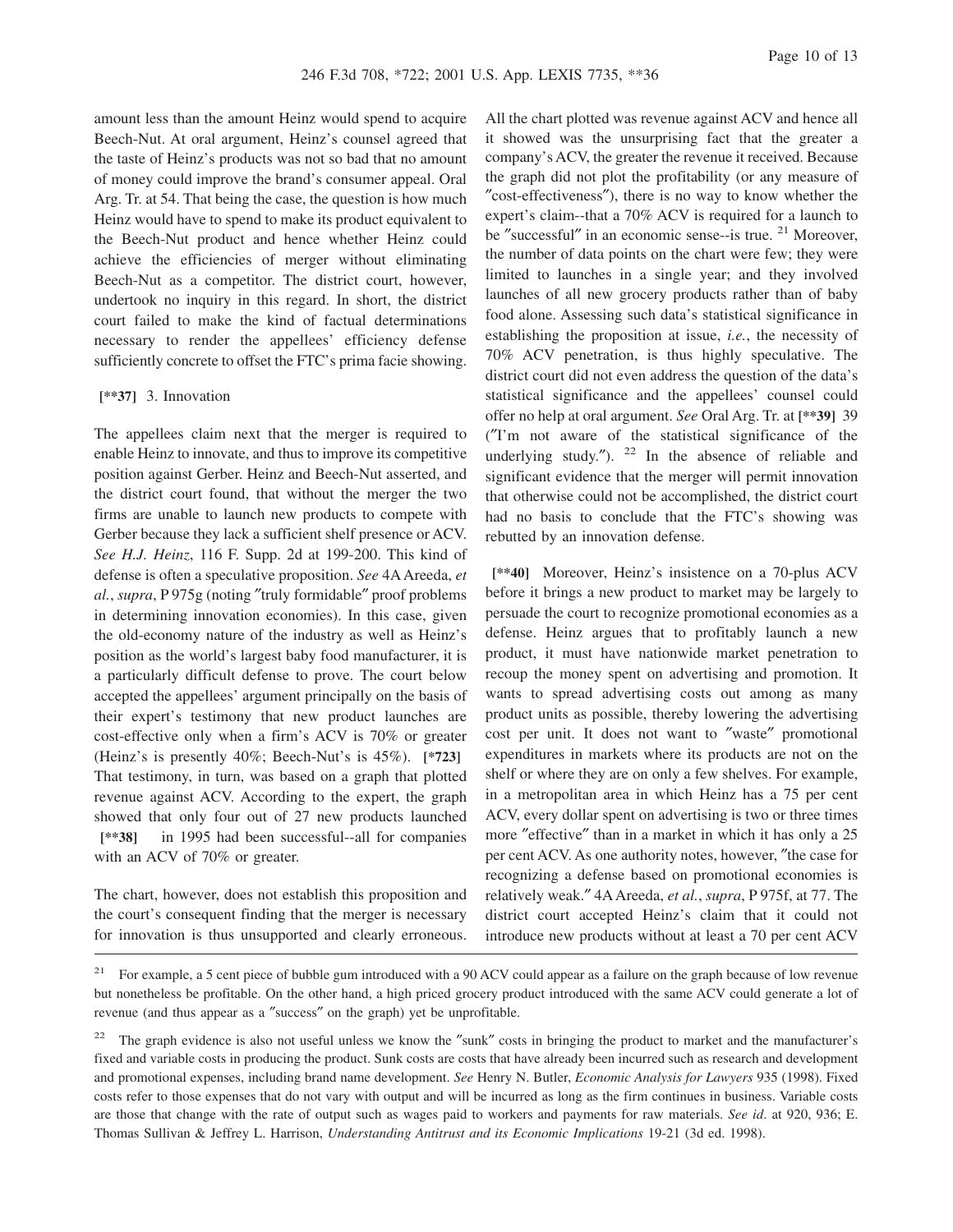amount less than the amount Heinz would spend to acquire Beech-Nut. At oral argument, Heinz's counsel agreed that the taste of Heinz's products was not so bad that no amount of money could improve the brand's consumer appeal. Oral Arg. Tr. at 54. That being the case, the question is how much Heinz would have to spend to make its product equivalent to the Beech-Nut product and hence whether Heinz could achieve the efficiencies of merger without eliminating Beech-Nut as a competitor. The district court, however, undertook no inquiry in this regard. In short, the district court failed to make the kind of factual determinations necessary to render the appellees' efficiency defense sufficiently concrete to offset the FTC's prima facie showing.

**[\*\*37]** 3. Innovation

The appellees claim next that the merger is required to enable Heinz to innovate, and thus to improve its competitive position against Gerber. Heinz and Beech-Nut asserted, and the district court found, that without the merger the two firms are unable to launch new products to compete with Gerber because they lack a sufficient shelf presence or ACV. *See H.J. Heinz*, 116 F. Supp. 2d at 199-200. This kind of defense is often a speculative proposition. *See* 4A Areeda, *et al.*, *supra*, P 975g (noting "truly formidable" proof problems in determining innovation economies). In this case, given the old-economy nature of the industry as well as Heinz's position as the world's largest baby food manufacturer, it is a particularly difficult defense to prove. The court below accepted the appellees' argument principally on the basis of their expert's testimony that new product launches are cost-effective only when a firm's ACV is 70% or greater (Heinz's is presently 40%; Beech-Nut's is 45%). **[\*723]** That testimony, in turn, was based on a graph that plotted revenue against ACV. According to the expert, the graph showed that only four out of 27 new products launched **[\*\*38]** in 1995 had been successful--all for companies with an ACV of 70% or greater.

The chart, however, does not establish this proposition and the court's consequent finding that the merger is necessary for innovation is thus unsupported and clearly erroneous. All the chart plotted was revenue against ACV and hence all it showed was the unsurprising fact that the greater a company's ACV, the greater the revenue it received. Because the graph did not plot the profitability (or any measure of "cost-effectiveness"), there is no way to know whether the expert's claim--that a 70% ACV is required for a launch to be "successful" in an economic sense--is true. [21] Moreover, the number of data points on the chart were few; they were limited to launches in a single year; and they involved launches of all new grocery products rather than of baby food alone. Assessing such data's statistical significance in establishing the proposition at issue, *i.e.*, the necessity of 70% ACV penetration, is thus highly speculative. The district court did not even address the question of the data's statistical significance and the appellees' counsel could offer no help at oral argument. *See* Oral Arg. Tr. at **[\*\*39]** 39 ("I'm not aware of the statistical significance of the underlying study."). [22] In the absence of reliable and significant evidence that the merger will permit innovation that otherwise could not be accomplished, the district court had no basis to conclude that the FTC's showing was rebutted by an innovation defense.

**[\*\*40]** Moreover, Heinz's insistence on a 70-plus ACV before it brings a new product to market may be largely to persuade the court to recognize promotional economies as a defense. Heinz argues that to profitably launch a new product, it must have nationwide market penetration to recoup the money spent on advertising and promotion. It wants to spread advertising costs out among as many product units as possible, thereby lowering the advertising cost per unit. It does not want to "waste" promotional expenditures in markets where its products are not on the shelf or where they are on only a few shelves. For example, in a metropolitan area in which Heinz has a 75 per cent ACV, every dollar spent on advertising is two or three times more "effective" than in a market in which it has only a 25 per cent ACV. As one authority notes, however, "the case for recognizing a defense based on promotional economies is relatively weak." 4A Areeda, *et al.*, *supra*, P 975f, at 77. The district court accepted Heinz's claim that it could not introduce new products without at least a 70 per cent ACV

---

[21] For example, a 5 cent piece of bubble gum introduced with a 90 ACV could appear as a failure on the graph because of low revenue but nonetheless be profitable. On the other hand, a high priced grocery product introduced with the same ACV could generate a lot of revenue (and thus appear as a "success" on the graph) yet be unprofitable.

[22] The graph evidence is also not useful unless we know the "sunk" costs in bringing the product to market and the manufacturer's fixed and variable costs in producing the product. Sunk costs are costs that have already been incurred such as research and development and promotional expenses, including brand name development. *See* Henry N. Butler, *Economic Analysis for Lawyers* 935 (1998). Fixed costs refer to those expenses that do not vary with output and will be incurred as long as the firm continues in business. Variable costs are those that change with the rate of output such as wages paid to workers and payments for raw materials. *See id*. at 920, 936; E. Thomas Sullivan & Jeffrey L. Harrison, *Understanding Antitrust and its Economic Implications* 19-21 (3d ed. 1998).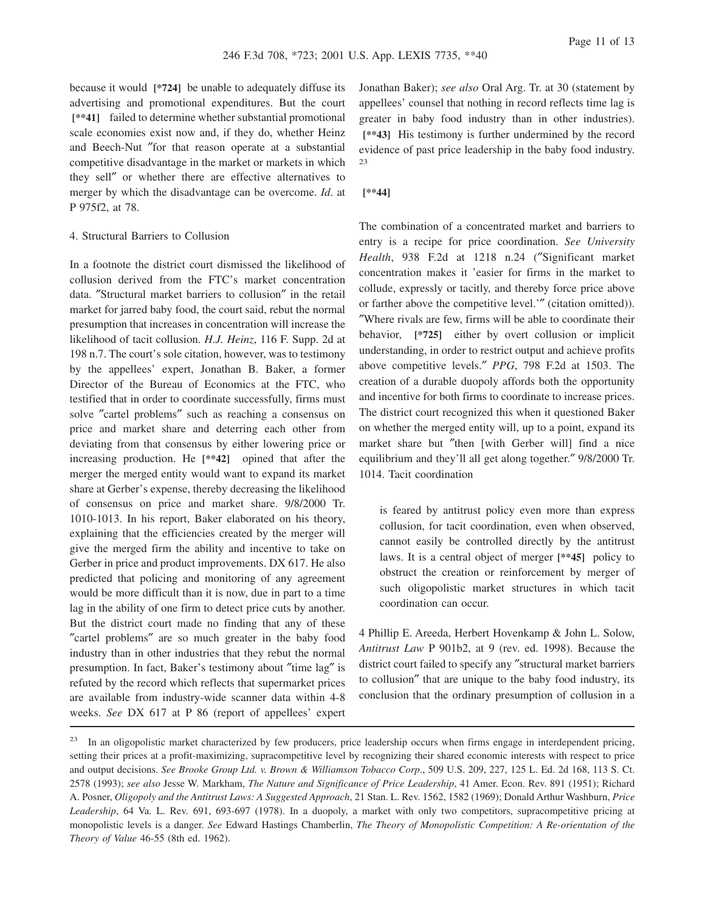because it would **[\*724]** be unable to adequately diffuse its advertising and promotional expenditures. But the court **[\*\*41]** failed to determine whether substantial promotional scale economies exist now and, if they do, whether Heinz and Beech-Nut "for that reason operate at a substantial competitive disadvantage in the market or markets in which they sell" or whether there are effective alternatives to merger by which the disadvantage can be overcome. *Id*. at P 975f2, at 78.

4. Structural Barriers to Collusion

In a footnote the district court dismissed the likelihood of collusion derived from the FTC's market concentration data. "Structural market barriers to collusion" in the retail market for jarred baby food, the court said, rebut the normal presumption that increases in concentration will increase the likelihood of tacit collusion. *H.J. Heinz*, 116 F. Supp. 2d at 198 n.7. The court's sole citation, however, was to testimony by the appellees' expert, Jonathan B. Baker, a former Director of the Bureau of Economics at the FTC, who testified that in order to coordinate successfully, firms must solve "cartel problems" such as reaching a consensus on price and market share and deterring each other from deviating from that consensus by either lowering price or increasing production. He **[\*\*42]** opined that after the merger the merged entity would want to expand its market share at Gerber's expense, thereby decreasing the likelihood of consensus on price and market share. 9/8/2000 Tr. 1010-1013. In his report, Baker elaborated on his theory, explaining that the efficiencies created by the merger will give the merged firm the ability and incentive to take on Gerber in price and product improvements. DX 617. He also predicted that policing and monitoring of any agreement would be more difficult than it is now, due in part to a time lag in the ability of one firm to detect price cuts by another. But the district court made no finding that any of these "cartel problems" are so much greater in the baby food industry than in other industries that they rebut the normal presumption. In fact, Baker's testimony about "time lag" is refuted by the record which reflects that supermarket prices are available from industry-wide scanner data within 4-8 weeks. *See* DX 617 at P 86 (report of appellees' expert Jonathan Baker); *see also* Oral Arg. Tr. at 30 (statement by appellees' counsel that nothing in record reflects time lag is greater in baby food industry than in other industries). **[\*\*43]** His testimony is further undermined by the record evidence of past price leadership in the baby food industry. [23]

**[\*\*44]**

The combination of a concentrated market and barriers to entry is a recipe for price coordination. *See University Health*, 938 F.2d at 1218 n.24 ("Significant market concentration makes it 'easier for firms in the market to collude, expressly or tacitly, and thereby force price above or farther above the competitive level.'" (citation omitted)). "Where rivals are few, firms will be able to coordinate their behavior, **[\*725]** either by overt collusion or implicit understanding, in order to restrict output and achieve profits above competitive levels." *PPG*, 798 F.2d at 1503. The creation of a durable duopoly affords both the opportunity and incentive for both firms to coordinate to increase prices. The district court recognized this when it questioned Baker on whether the merged entity will, up to a point, expand its market share but "then [with Gerber will] find a nice equilibrium and they'll all get along together." 9/8/2000 Tr. 1014. Tacit coordination

> is feared by antitrust policy even more than express collusion, for tacit coordination, even when observed, cannot easily be controlled directly by the antitrust laws. It is a central object of merger **[\*\*45]** policy to obstruct the creation or reinforcement by merger of such oligopolistic market structures in which tacit coordination can occur.

4 Phillip E. Areeda, Herbert Hovenkamp & John L. Solow, *Antitrust Law* P 901b2, at 9 (rev. ed. 1998). Because the district court failed to specify any "structural market barriers to collusion" that are unique to the baby food industry, its conclusion that the ordinary presumption of collusion in a

---

[23] In an oligopolistic market characterized by few producers, price leadership occurs when firms engage in interdependent pricing, setting their prices at a profit-maximizing, supracompetitive level by recognizing their shared economic interests with respect to price and output decisions. *See Brooke Group Ltd. v. Brown & Williamson Tobacco Corp*., 509 U.S. 209, 227, 125 L. Ed. 2d 168, 113 S. Ct. 2578 (1993); *see also* Jesse W. Markham, *The Nature and Significance of Price Leadership*, 41 Amer. Econ. Rev. 891 (1951); Richard A. Posner, *Oligopoly and the Antitrust Laws: A Suggested Approach*, 21 Stan. L. Rev. 1562, 1582 (1969); Donald Arthur Washburn, *Price Leadership*, 64 Va. L. Rev. 691, 693-697 (1978). In a duopoly, a market with only two competitors, supracompetitive pricing at monopolistic levels is a danger. *See* Edward Hastings Chamberlin, *The Theory of Monopolistic Competition: A Re-orientation of the Theory of Value* 46-55 (8th ed. 1962).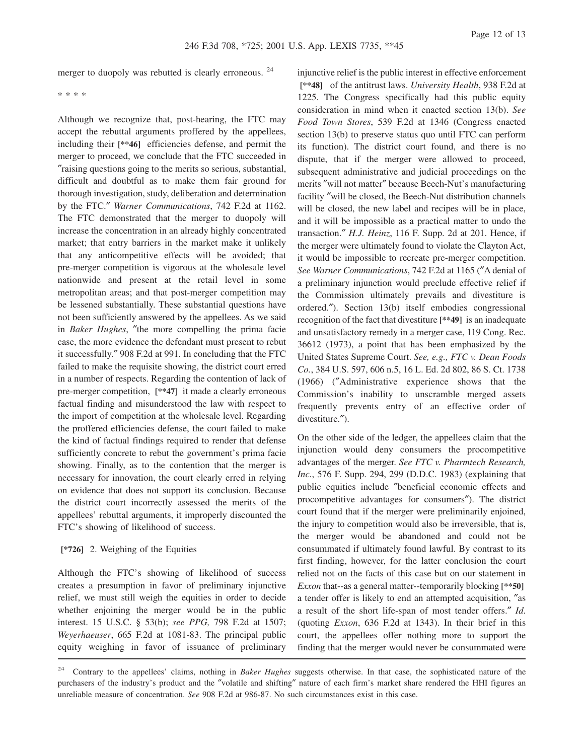merger to duopoly was rebutted is clearly erroneous. [24]

\* \* \* \*

Although we recognize that, post-hearing, the FTC may accept the rebuttal arguments proffered by the appellees, including their **[\*\*46]** efficiencies defense, and permit the merger to proceed, we conclude that the FTC succeeded in "raising questions going to the merits so serious, substantial, difficult and doubtful as to make them fair ground for thorough investigation, study, deliberation and determination by the FTC." *Warner Communications*, 742 F.2d at 1162. The FTC demonstrated that the merger to duopoly will increase the concentration in an already highly concentrated market; that entry barriers in the market make it unlikely that any anticompetitive effects will be avoided; that pre-merger competition is vigorous at the wholesale level nationwide and present at the retail level in some metropolitan areas; and that post-merger competition may be lessened substantially. These substantial questions have not been sufficiently answered by the appellees. As we said in *Baker Hughes*, "the more compelling the prima facie case, the more evidence the defendant must present to rebut it successfully." 908 F.2d at 991. In concluding that the FTC failed to make the requisite showing, the district court erred in a number of respects. Regarding the contention of lack of pre-merger competition, **[\*\*47]** it made a clearly erroneous factual finding and misunderstood the law with respect to the import of competition at the wholesale level. Regarding the proffered efficiencies defense, the court failed to make the kind of factual findings required to render that defense sufficiently concrete to rebut the government's prima facie showing. Finally, as to the contention that the merger is necessary for innovation, the court clearly erred in relying on evidence that does not support its conclusion. Because the district court incorrectly assessed the merits of the appellees' rebuttal arguments, it improperly discounted the FTC's showing of likelihood of success.

**[\*726]** 2. Weighing of the Equities

Although the FTC's showing of likelihood of success creates a presumption in favor of preliminary injunctive relief, we must still weigh the equities in order to decide whether enjoining the merger would be in the public interest. 15 U.S.C. § 53(b); *see PPG,* 798 F.2d at 1507; *Weyerhaeuser*, 665 F.2d at 1081-83. The principal public equity weighing in favor of issuance of preliminary injunctive relief is the public interest in effective enforcement **[\*\*48]** of the antitrust laws. *University Health*, 938 F.2d at 1225. The Congress specifically had this public equity consideration in mind when it enacted section 13(b). *See Food Town Stores*, 539 F.2d at 1346 (Congress enacted section 13(b) to preserve status quo until FTC can perform its function). The district court found, and there is no dispute, that if the merger were allowed to proceed, subsequent administrative and judicial proceedings on the merits "will not matter" because Beech-Nut's manufacturing facility "will be closed, the Beech-Nut distribution channels will be closed, the new label and recipes will be in place, and it will be impossible as a practical matter to undo the transaction." *H.J. Heinz*, 116 F. Supp. 2d at 201. Hence, if the merger were ultimately found to violate the Clayton Act, it would be impossible to recreate pre-merger competition. *See Warner Communications*, 742 F.2d at 1165 ("A denial of a preliminary injunction would preclude effective relief if the Commission ultimately prevails and divestiture is ordered."). Section 13(b) itself embodies congressional recognition of the fact that divestiture **[\*\*49]** is an inadequate and unsatisfactory remedy in a merger case, 119 Cong. Rec. 36612 (1973), a point that has been emphasized by the United States Supreme Court. *See, e.g., FTC v. Dean Foods Co.*, 384 U.S. 597, 606 n.5, 16 L. Ed. 2d 802, 86 S. Ct. 1738 (1966) ("Administrative experience shows that the Commission's inability to unscramble merged assets frequently prevents entry of an effective order of divestiture.").

On the other side of the ledger, the appellees claim that the injunction would deny consumers the procompetitive advantages of the merger. *See FTC v. Pharmtech Research, Inc.*, 576 F. Supp. 294, 299 (D.D.C. 1983) (explaining that public equities include "beneficial economic effects and procompetitive advantages for consumers"). The district court found that if the merger were preliminarily enjoined, the injury to competition would also be irreversible, that is, the merger would be abandoned and could not be consummated if ultimately found lawful. By contrast to its first finding, however, for the latter conclusion the court relied not on the facts of this case but on our statement in *Exxon* that--as a general matter--temporarily blocking **[\*\*50]** a tender offer is likely to end an attempted acquisition, "as a result of the short life-span of most tender offers." *Id*. (quoting *Exxon*, 636 F.2d at 1343). In their brief in this court, the appellees offer nothing more to support the finding that the merger would never be consummated were

[24] Contrary to the appellees' claims, nothing in *Baker Hughes* suggests otherwise. In that case, the sophisticated nature of the purchasers of the industry's product and the "volatile and shifting" nature of each firm's market share rendered the HHI figures an unreliable measure of concentration. *See* 908 F.2d at 986-87. No such circumstances exist in this case.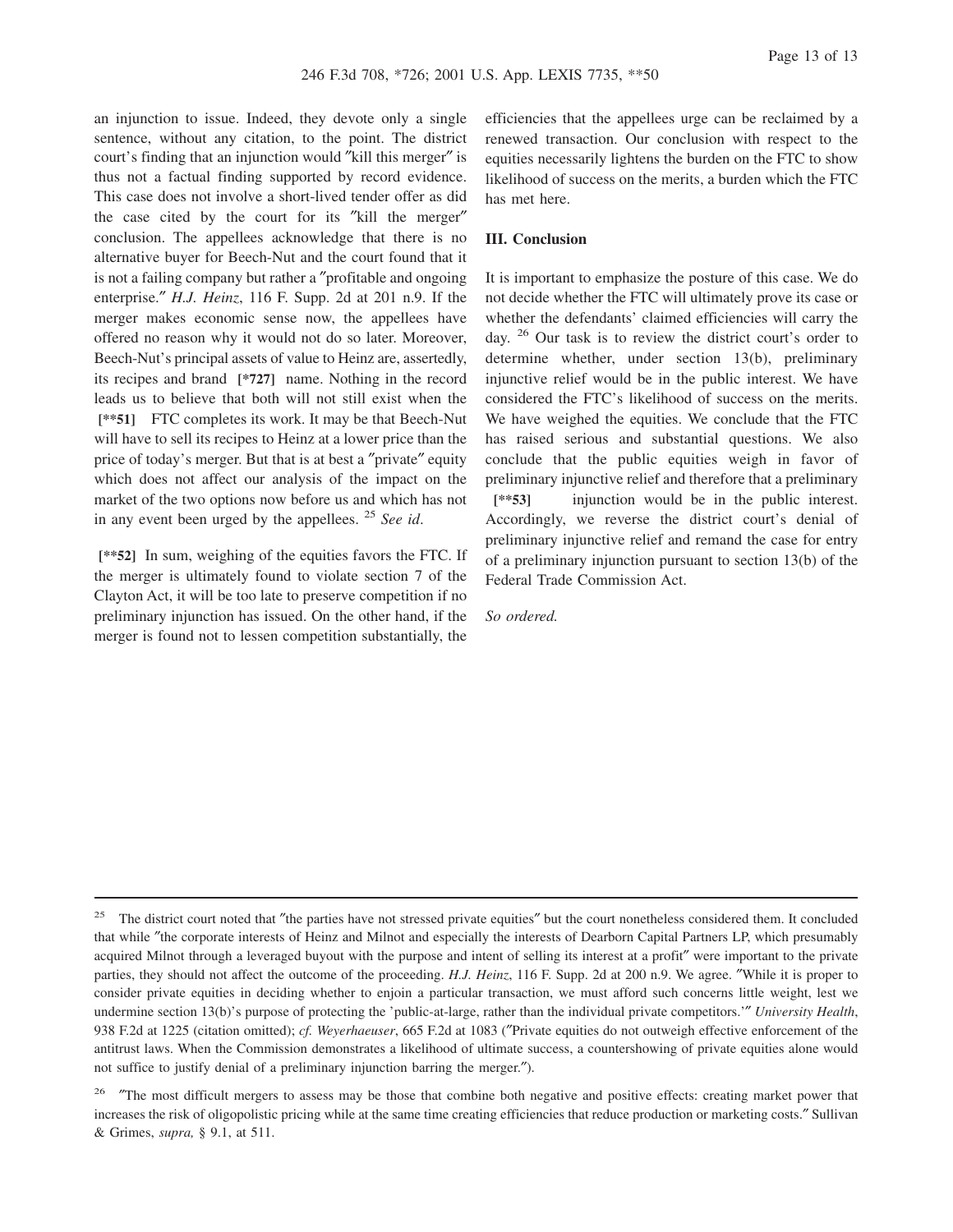an injunction to issue. Indeed, they devote only a single sentence, without any citation, to the point. The district court's finding that an injunction would "kill this merger" is thus not a factual finding supported by record evidence. This case does not involve a short-lived tender offer as did the case cited by the court for its "kill the merger" conclusion. The appellees acknowledge that there is no alternative buyer for Beech-Nut and the court found that it is not a failing company but rather a "profitable and ongoing enterprise." *H.J. Heinz*, 116 F. Supp. 2d at 201 n.9. If the merger makes economic sense now, the appellees have offered no reason why it would not do so later. Moreover, Beech-Nut's principal assets of value to Heinz are, assertedly, its recipes and brand **[*727]** name. Nothing in the record leads us to believe that both will not still exist when the **[**51]** FTC completes its work. It may be that Beech-Nut will have to sell its recipes to Heinz at a lower price than the price of today's merger. But that is at best a "private" equity which does not affect our analysis of the impact on the market of the two options now before us and which has not in any event been urged by the appellees. [25] *See id*.

**[**52]** In sum, weighing of the equities favors the FTC. If the merger is ultimately found to violate section 7 of the Clayton Act, it will be too late to preserve competition if no preliminary injunction has issued. On the other hand, if the merger is found not to lessen competition substantially, the efficiencies that the appellees urge can be reclaimed by a renewed transaction. Our conclusion with respect to the equities necessarily lightens the burden on the FTC to show likelihood of success on the merits, a burden which the FTC has met here.

### III. Conclusion

It is important to emphasize the posture of this case. We do not decide whether the FTC will ultimately prove its case or whether the defendants' claimed efficiencies will carry the day. [26] Our task is to review the district court's order to determine whether, under section 13(b), preliminary injunctive relief would be in the public interest. We have considered the FTC's likelihood of success on the merits. We have weighed the equities. We conclude that the FTC has raised serious and substantial questions. We also conclude that the public equities weigh in favor of preliminary injunctive relief and therefore that a preliminary **[**53]** injunction would be in the public interest. Accordingly, we reverse the district court's denial of preliminary injunctive relief and remand the case for entry of a preliminary injunction pursuant to section 13(b) of the Federal Trade Commission Act.

*So ordered.*

---

[25] The district court noted that "the parties have not stressed private equities" but the court nonetheless considered them. It concluded that while "the corporate interests of Heinz and Milnot and especially the interests of Dearborn Capital Partners LP, which presumably acquired Milnot through a leveraged buyout with the purpose and intent of selling its interest at a profit" were important to the private parties, they should not affect the outcome of the proceeding. *H.J. Heinz*, 116 F. Supp. 2d at 200 n.9. We agree. "While it is proper to consider private equities in deciding whether to enjoin a particular transaction, we must afford such concerns little weight, lest we undermine section 13(b)'s purpose of protecting the 'public-at-large, rather than the individual private competitors.'" *University Health*, 938 F.2d at 1225 (citation omitted); *cf. Weyerhaeuser*, 665 F.2d at 1083 ("Private equities do not outweigh effective enforcement of the antitrust laws. When the Commission demonstrates a likelihood of ultimate success, a countershowing of private equities alone would not suffice to justify denial of a preliminary injunction barring the merger.").

[26] "The most difficult mergers to assess may be those that combine both negative and positive effects: creating market power that increases the risk of oligopolistic pricing while at the same time creating efficiencies that reduce production or marketing costs." Sullivan & Grimes, *supra,* § 9.1, at 511.